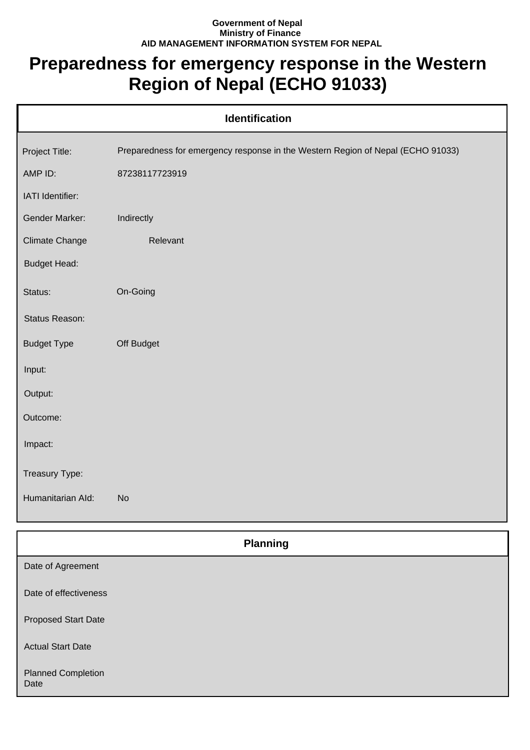**Government of Nepal**
**Ministry of Finance**
**AID MANAGEMENT INFORMATION SYSTEM FOR NEPAL**

# Preparedness for emergency response in the Western Region of Nepal (ECHO 91033)

## Identification

| | |
|---|---|
| Project Title: | Preparedness for emergency response in the Western Region of Nepal (ECHO 91033) |
| AMP ID: | 87238117723919 |
| IATI Identifier: | |
| Gender Marker: | Indirectly |
| Climate Change | Relevant |
| Budget Head: | |
| Status: | On-Going |
| Status Reason: | |
| Budget Type | Off Budget |
| Input: | |
| Output: | |
| Outcome: | |
| Impact: | |
| Treasury Type: | |
| Humanitarian AId: | No |

## Planning

| | |
|---|---|
| Date of Agreement | |
| Date of effectiveness | |
| Proposed Start Date | |
| Actual Start Date | |
| Planned Completion Date | |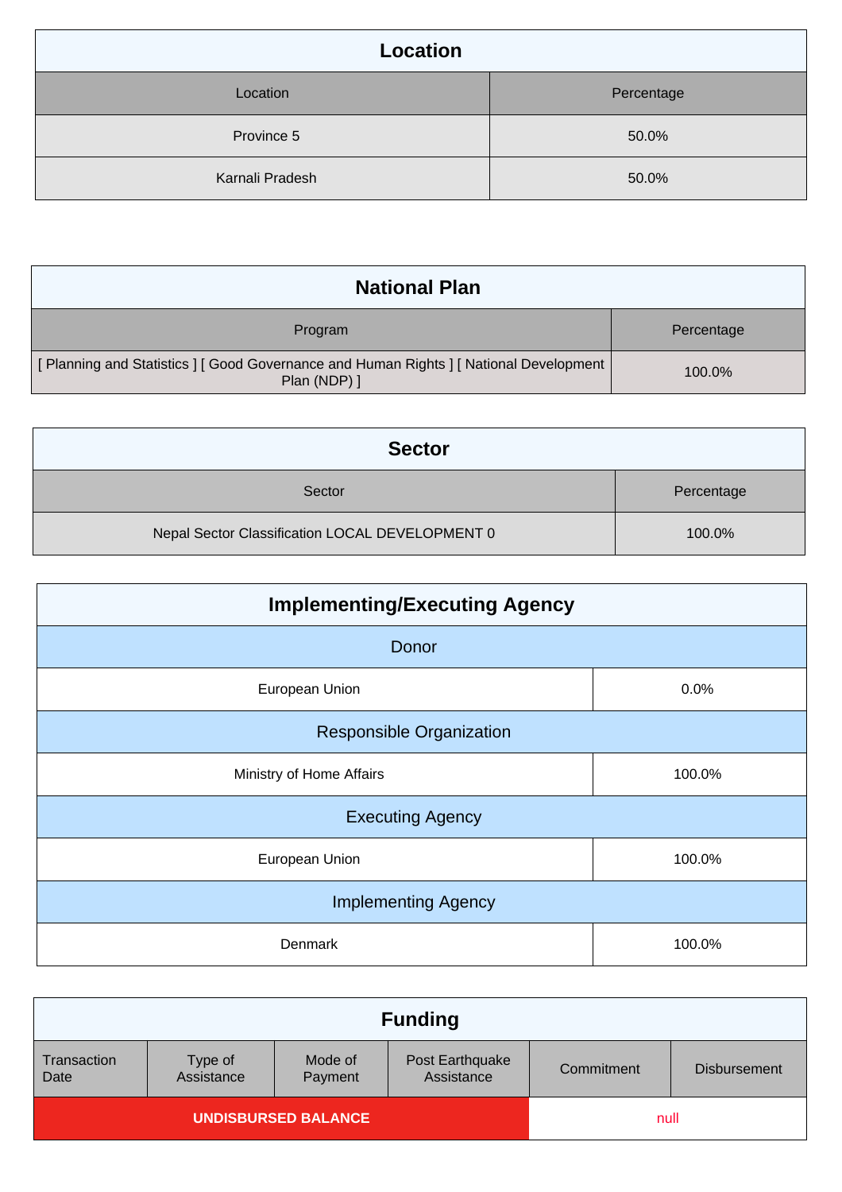## Location

| Location | Percentage |
| --- | --- |
| Province 5 | 50.0% |
| Karnali Pradesh | 50.0% |

## National Plan

| Program | Percentage |
| --- | --- |
| [ Planning and Statistics ] [ Good Governance and Human Rights ] [ National Development Plan (NDP) ] | 100.0% |

## Sector

| Sector | Percentage |
| --- | --- |
| Nepal Sector Classification LOCAL DEVELOPMENT 0 | 100.0% |

## Implementing/Executing Agency

| Donor | |
| --- | --- |
| European Union | 0.0% |
| **Responsible Organization** | |
| Ministry of Home Affairs | 100.0% |
| **Executing Agency** | |
| European Union | 100.0% |
| **Implementing Agency** | |
| Denmark | 100.0% |

## Funding

| Transaction Date | Type of Assistance | Mode of Payment | Post Earthquake Assistance | Commitment | Disbursement |
| --- | --- | --- | --- | --- | --- |
| **UNDISBURSED BALANCE** | | | | null | |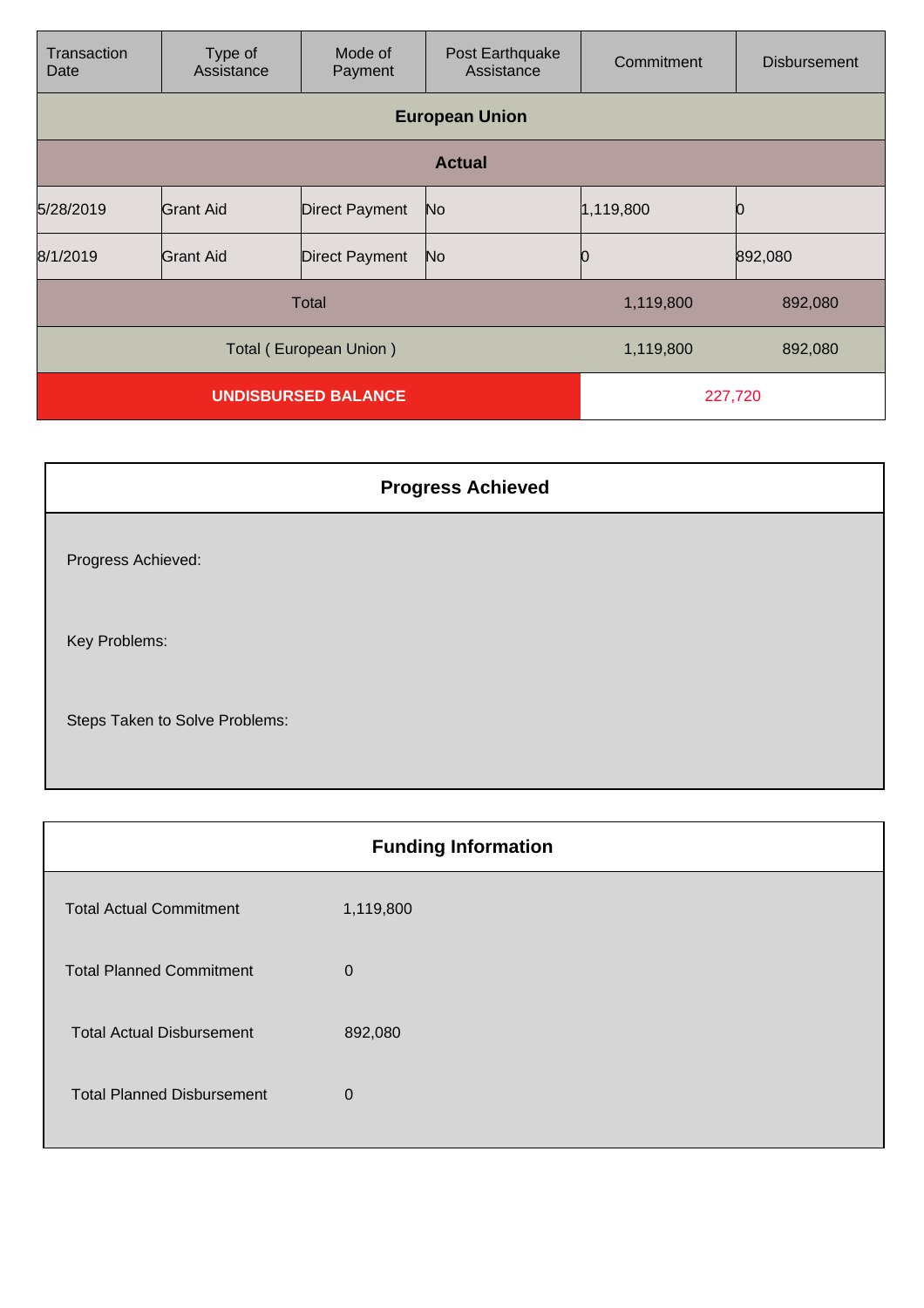| Transaction Date | Type of Assistance | Mode of Payment | Post Earthquake Assistance | Commitment | Disbursement |
|---|---|---|---|---|---|
| **European Union** | | | | | |
| **Actual** | | | | | |
| 5/28/2019 | Grant Aid | Direct Payment | No | 1,119,800 | 0 |
| 8/1/2019 | Grant Aid | Direct Payment | No | 0 | 892,080 |
| Total | | | | 1,119,800 | 892,080 |
| Total ( European Union ) | | | | 1,119,800 | 892,080 |
| **UNDISBURSED BALANCE** | | | | 227,720 | |

## Progress Achieved

Progress Achieved:

Key Problems:

Steps Taken to Solve Problems:

## Funding Information

| | |
|---|---|
| Total Actual Commitment | 1,119,800 |
| Total Planned Commitment | 0 |
| Total Actual Disbursement | 892,080 |
| Total Planned Disbursement | 0 |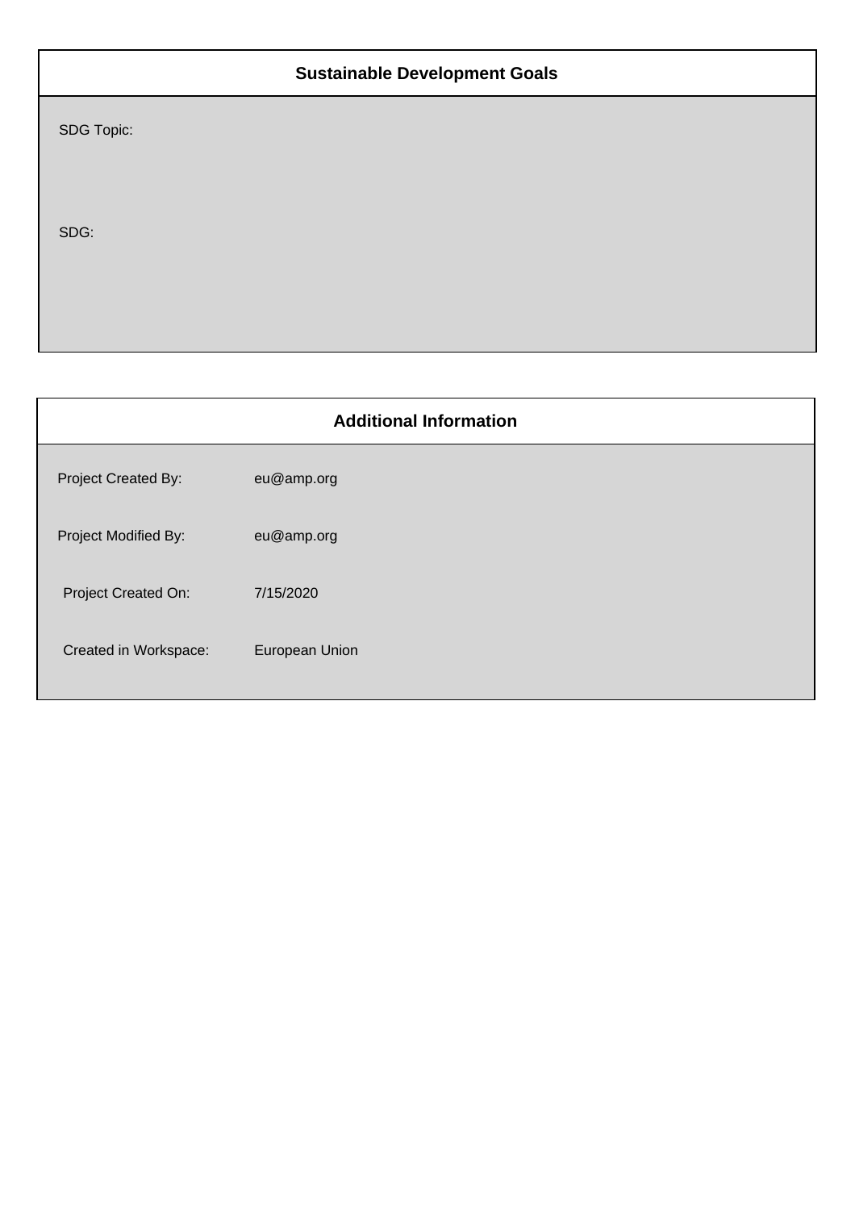## Sustainable Development Goals

SDG Topic:

SDG:

## Additional Information

| | |
|---|---|
| Project Created By: | eu@amp.org |
| Project Modified By: | eu@amp.org |
| Project Created On: | 7/15/2020 |
| Created in Workspace: | European Union |